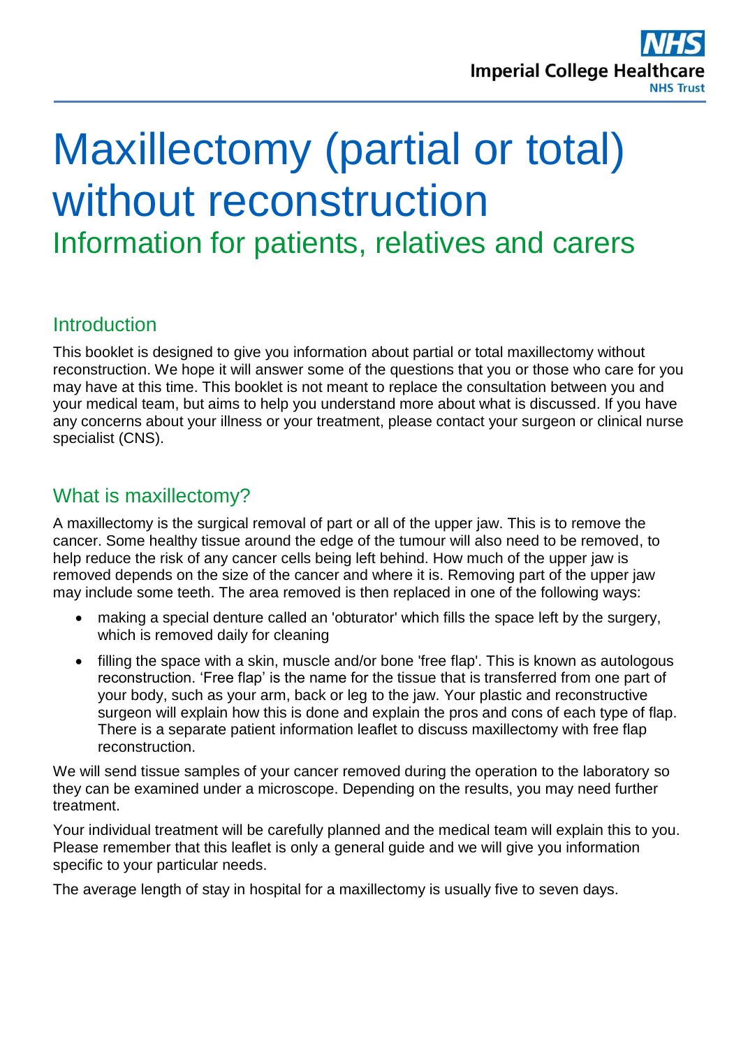# Maxillectomy (partial or total) without reconstruction

## Information for patients, relatives and carers

### Introduction

This booklet is designed to give you information about partial or total maxillectomy without reconstruction. We hope it will answer some of the questions that you or those who care for you may have at this time. This booklet is not meant to replace the consultation between you and your medical team, but aims to help you understand more about what is discussed. If you have any concerns about your illness or your treatment, please contact your surgeon or clinical nurse specialist (CNS).

### What is maxillectomy?

A maxillectomy is the surgical removal of part or all of the upper jaw. This is to remove the cancer. Some healthy tissue around the edge of the tumour will also need to be removed, to help reduce the risk of any cancer cells being left behind. How much of the upper jaw is removed depends on the size of the cancer and where it is. Removing part of the upper jaw may include some teeth. The area removed is then replaced in one of the following ways:

- making a special denture called an 'obturator' which fills the space left by the surgery, which is removed daily for cleaning
- filling the space with a skin, muscle and/or bone 'free flap'. This is known as autologous reconstruction. 'Free flap' is the name for the tissue that is transferred from one part of your body, such as your arm, back or leg to the jaw. Your plastic and reconstructive surgeon will explain how this is done and explain the pros and cons of each type of flap. There is a separate patient information leaflet to discuss maxillectomy with free flap reconstruction.

We will send tissue samples of your cancer removed during the operation to the laboratory so they can be examined under a microscope. Depending on the results, you may need further treatment.

Your individual treatment will be carefully planned and the medical team will explain this to you. Please remember that this leaflet is only a general guide and we will give you information specific to your particular needs.

The average length of stay in hospital for a maxillectomy is usually five to seven days.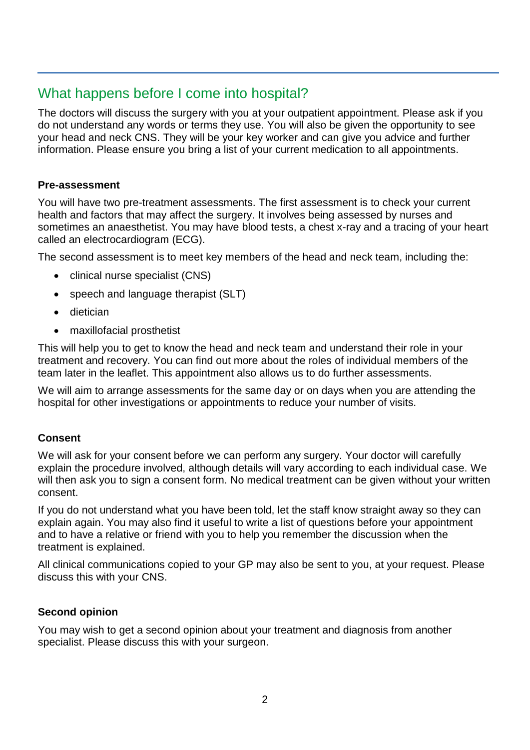## What happens before I come into hospital?

The doctors will discuss the surgery with you at your outpatient appointment. Please ask if you do not understand any words or terms they use. You will also be given the opportunity to see your head and neck CNS. They will be your key worker and can give you advice and further information. Please ensure you bring a list of your current medication to all appointments.

### Pre-assessment

You will have two pre-treatment assessments. The first assessment is to check your current health and factors that may affect the surgery. It involves being assessed by nurses and sometimes an anaesthetist. You may have blood tests, a chest x-ray and a tracing of your heart called an electrocardiogram (ECG).

The second assessment is to meet key members of the head and neck team, including the:

- clinical nurse specialist (CNS)
- speech and language therapist (SLT)
- dietician
- maxillofacial prosthetist

This will help you to get to know the head and neck team and understand their role in your treatment and recovery. You can find out more about the roles of individual members of the team later in the leaflet. This appointment also allows us to do further assessments.

We will aim to arrange assessments for the same day or on days when you are attending the hospital for other investigations or appointments to reduce your number of visits.

### Consent

We will ask for your consent before we can perform any surgery. Your doctor will carefully explain the procedure involved, although details will vary according to each individual case. We will then ask you to sign a consent form. No medical treatment can be given without your written consent.

If you do not understand what you have been told, let the staff know straight away so they can explain again. You may also find it useful to write a list of questions before your appointment and to have a relative or friend with you to help you remember the discussion when the treatment is explained.

All clinical communications copied to your GP may also be sent to you, at your request. Please discuss this with your CNS.

### Second opinion

You may wish to get a second opinion about your treatment and diagnosis from another specialist. Please discuss this with your surgeon.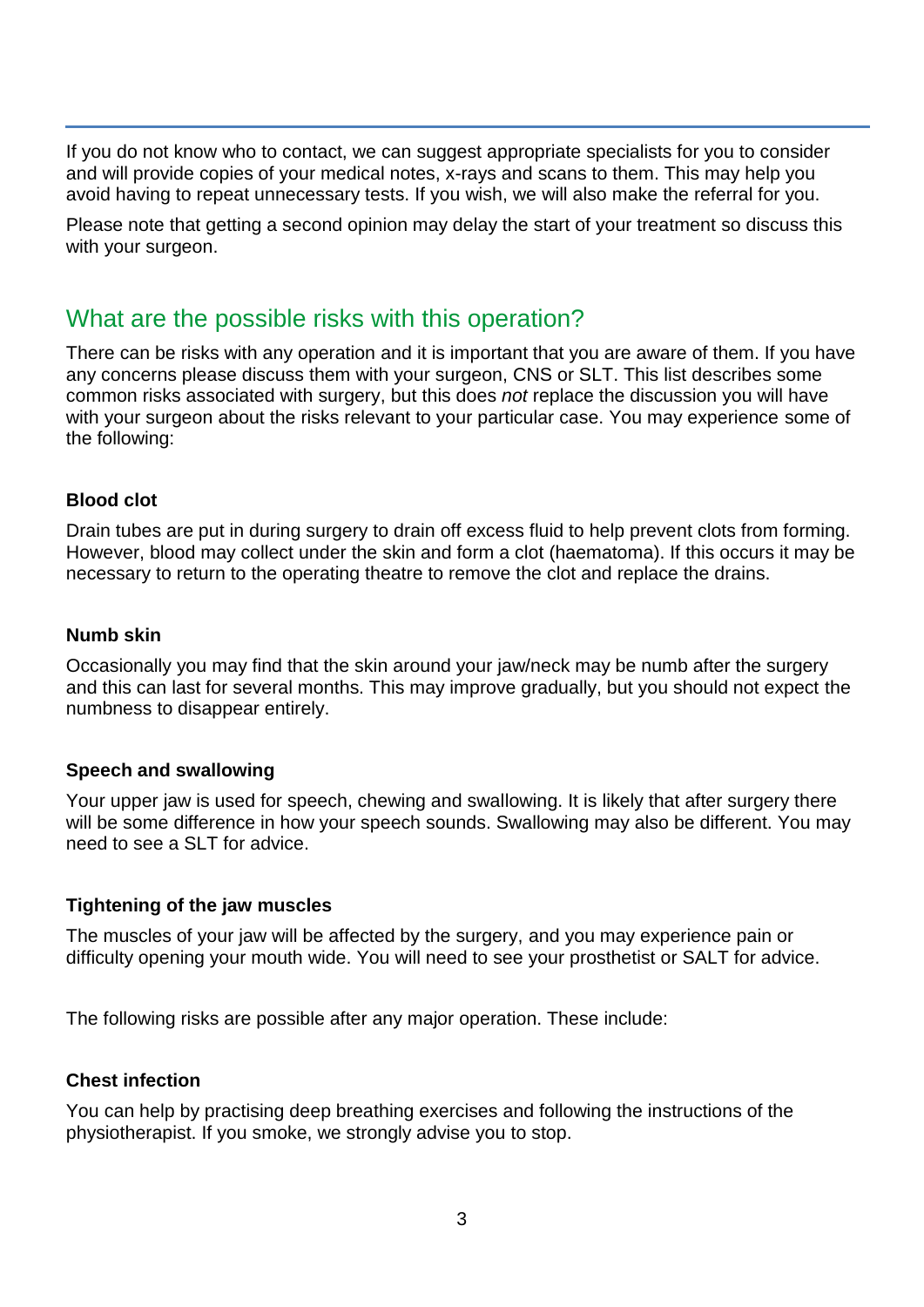If you do not know who to contact, we can suggest appropriate specialists for you to consider and will provide copies of your medical notes, x-rays and scans to them. This may help you avoid having to repeat unnecessary tests. If you wish, we will also make the referral for you.

Please note that getting a second opinion may delay the start of your treatment so discuss this with your surgeon.

## What are the possible risks with this operation?

There can be risks with any operation and it is important that you are aware of them. If you have any concerns please discuss them with your surgeon, CNS or SLT. This list describes some common risks associated with surgery, but this does *not* replace the discussion you will have with your surgeon about the risks relevant to your particular case. You may experience some of the following:

**Blood clot**

Drain tubes are put in during surgery to drain off excess fluid to help prevent clots from forming. However, blood may collect under the skin and form a clot (haematoma). If this occurs it may be necessary to return to the operating theatre to remove the clot and replace the drains.

**Numb skin**

Occasionally you may find that the skin around your jaw/neck may be numb after the surgery and this can last for several months. This may improve gradually, but you should not expect the numbness to disappear entirely.

**Speech and swallowing**

Your upper jaw is used for speech, chewing and swallowing. It is likely that after surgery there will be some difference in how your speech sounds. Swallowing may also be different. You may need to see a SLT for advice.

**Tightening of the jaw muscles**

The muscles of your jaw will be affected by the surgery, and you may experience pain or difficulty opening your mouth wide. You will need to see your prosthetist or SALT for advice.

The following risks are possible after any major operation. These include:

**Chest infection**

You can help by practising deep breathing exercises and following the instructions of the physiotherapist. If you smoke, we strongly advise you to stop.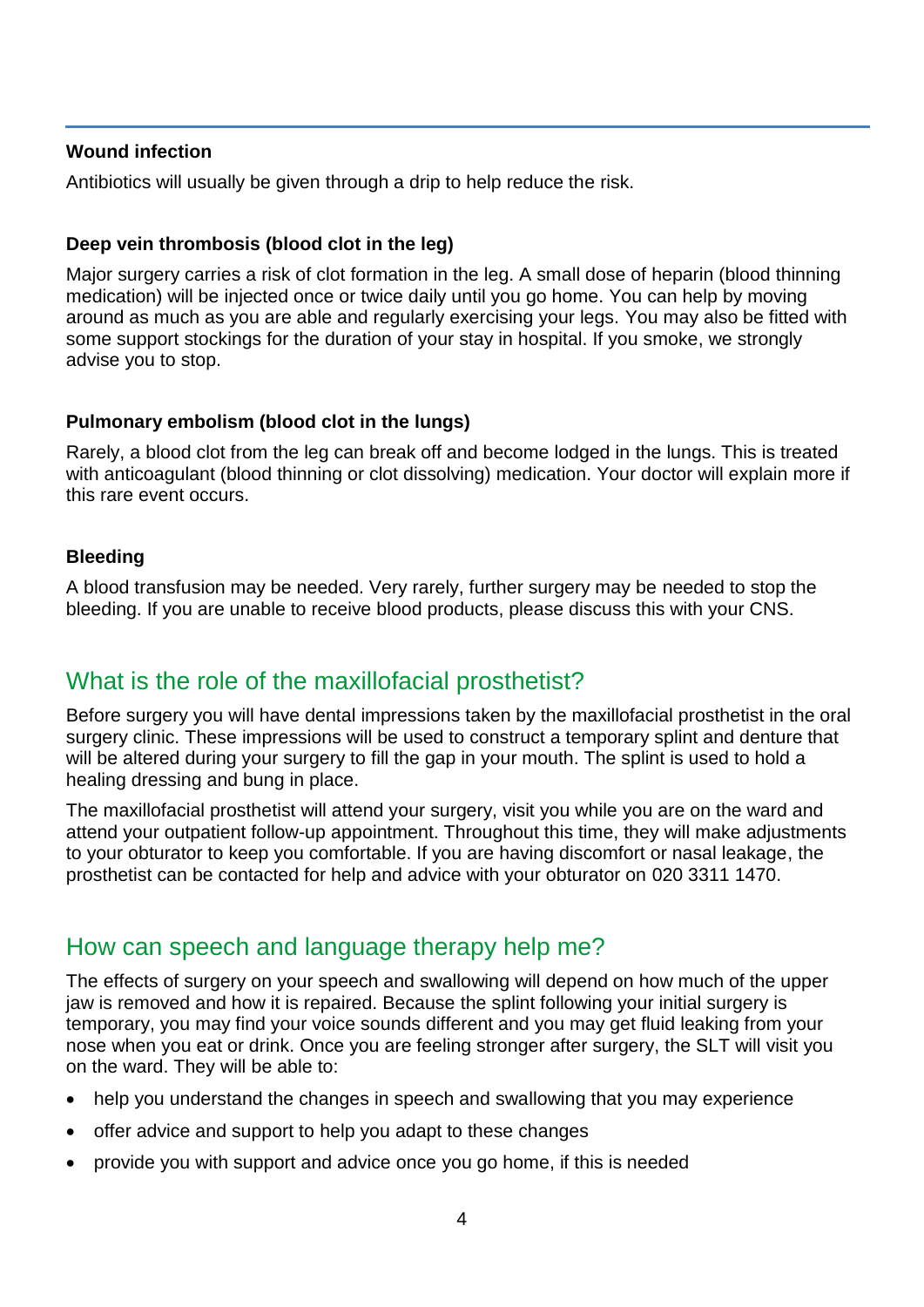#### Wound infection

Antibiotics will usually be given through a drip to help reduce the risk.

#### Deep vein thrombosis (blood clot in the leg)

Major surgery carries a risk of clot formation in the leg. A small dose of heparin (blood thinning medication) will be injected once or twice daily until you go home. You can help by moving around as much as you are able and regularly exercising your legs. You may also be fitted with some support stockings for the duration of your stay in hospital. If you smoke, we strongly advise you to stop.

#### Pulmonary embolism (blood clot in the lungs)

Rarely, a blood clot from the leg can break off and become lodged in the lungs. This is treated with anticoagulant (blood thinning or clot dissolving) medication. Your doctor will explain more if this rare event occurs.

#### Bleeding

A blood transfusion may be needed. Very rarely, further surgery may be needed to stop the bleeding. If you are unable to receive blood products, please discuss this with your CNS.

## What is the role of the maxillofacial prosthetist?

Before surgery you will have dental impressions taken by the maxillofacial prosthetist in the oral surgery clinic. These impressions will be used to construct a temporary splint and denture that will be altered during your surgery to fill the gap in your mouth. The splint is used to hold a healing dressing and bung in place.

The maxillofacial prosthetist will attend your surgery, visit you while you are on the ward and attend your outpatient follow-up appointment. Throughout this time, they will make adjustments to your obturator to keep you comfortable. If you are having discomfort or nasal leakage, the prosthetist can be contacted for help and advice with your obturator on 020 3311 1470.

## How can speech and language therapy help me?

The effects of surgery on your speech and swallowing will depend on how much of the upper jaw is removed and how it is repaired. Because the splint following your initial surgery is temporary, you may find your voice sounds different and you may get fluid leaking from your nose when you eat or drink. Once you are feeling stronger after surgery, the SLT will visit you on the ward. They will be able to:

- help you understand the changes in speech and swallowing that you may experience
- offer advice and support to help you adapt to these changes
- provide you with support and advice once you go home, if this is needed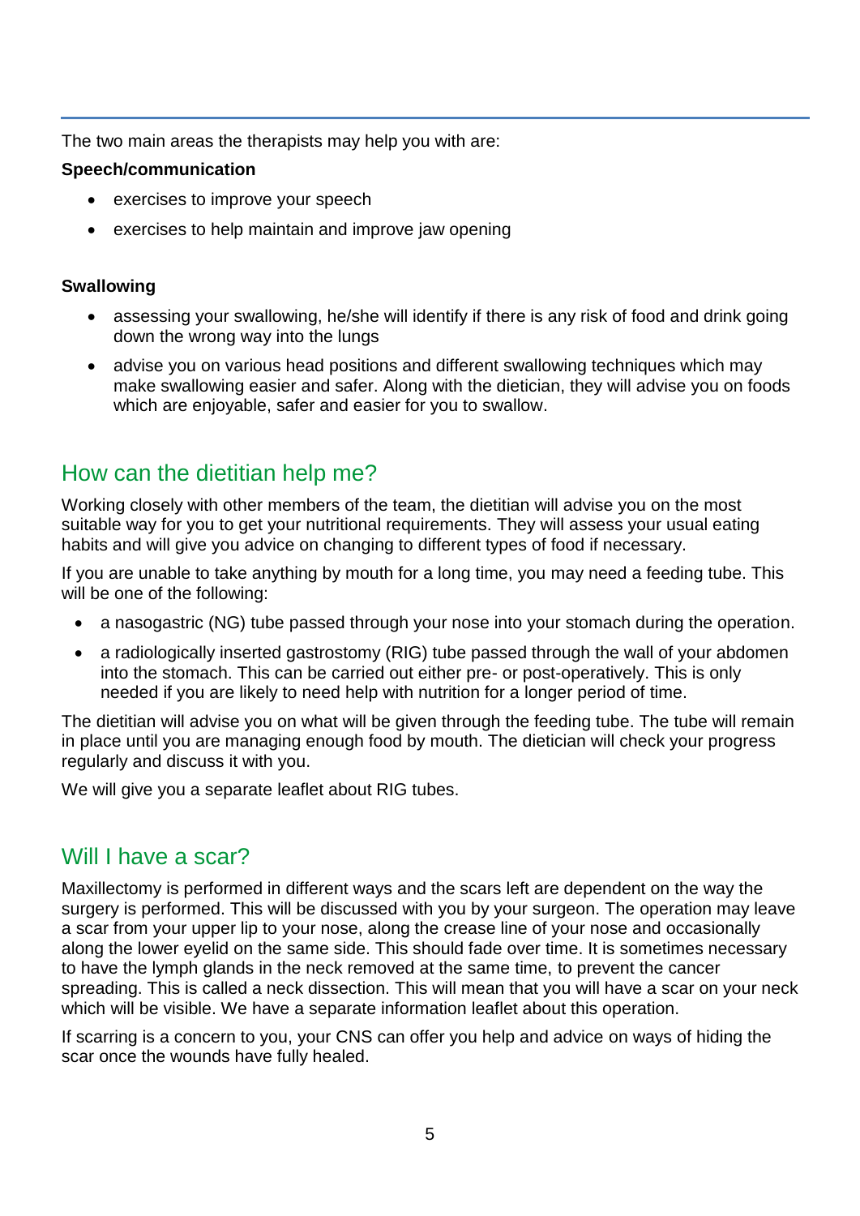The two main areas the therapists may help you with are:

**Speech/communication**

- exercises to improve your speech
- exercises to help maintain and improve jaw opening

**Swallowing**

- assessing your swallowing, he/she will identify if there is any risk of food and drink going down the wrong way into the lungs
- advise you on various head positions and different swallowing techniques which may make swallowing easier and safer. Along with the dietician, they will advise you on foods which are enjoyable, safer and easier for you to swallow.

## How can the dietitian help me?

Working closely with other members of the team, the dietitian will advise you on the most suitable way for you to get your nutritional requirements. They will assess your usual eating habits and will give you advice on changing to different types of food if necessary.

If you are unable to take anything by mouth for a long time, you may need a feeding tube. This will be one of the following:

- a nasogastric (NG) tube passed through your nose into your stomach during the operation.
- a radiologically inserted gastrostomy (RIG) tube passed through the wall of your abdomen into the stomach. This can be carried out either pre- or post-operatively. This is only needed if you are likely to need help with nutrition for a longer period of time.

The dietitian will advise you on what will be given through the feeding tube. The tube will remain in place until you are managing enough food by mouth. The dietician will check your progress regularly and discuss it with you.

We will give you a separate leaflet about RIG tubes.

## Will I have a scar?

Maxillectomy is performed in different ways and the scars left are dependent on the way the surgery is performed. This will be discussed with you by your surgeon. The operation may leave a scar from your upper lip to your nose, along the crease line of your nose and occasionally along the lower eyelid on the same side. This should fade over time. It is sometimes necessary to have the lymph glands in the neck removed at the same time, to prevent the cancer spreading. This is called a neck dissection. This will mean that you will have a scar on your neck which will be visible. We have a separate information leaflet about this operation.

If scarring is a concern to you, your CNS can offer you help and advice on ways of hiding the scar once the wounds have fully healed.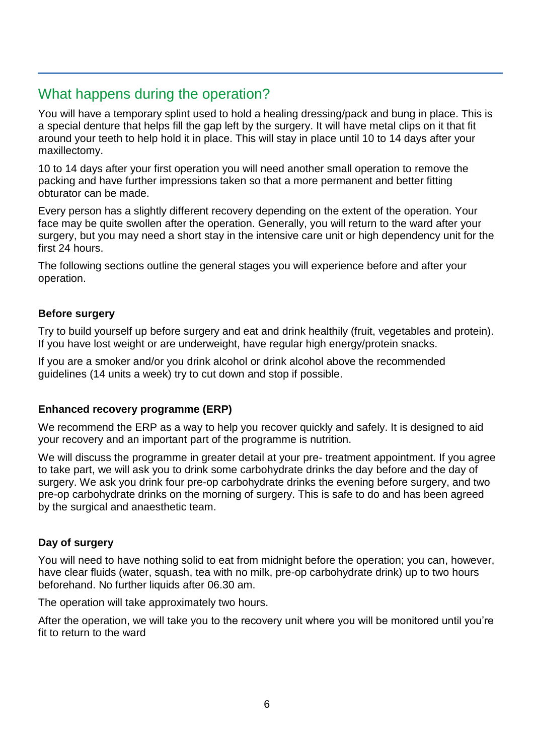## What happens during the operation?

You will have a temporary splint used to hold a healing dressing/pack and bung in place. This is a special denture that helps fill the gap left by the surgery. It will have metal clips on it that fit around your teeth to help hold it in place. This will stay in place until 10 to 14 days after your maxillectomy.

10 to 14 days after your first operation you will need another small operation to remove the packing and have further impressions taken so that a more permanent and better fitting obturator can be made.

Every person has a slightly different recovery depending on the extent of the operation. Your face may be quite swollen after the operation. Generally, you will return to the ward after your surgery, but you may need a short stay in the intensive care unit or high dependency unit for the first 24 hours.

The following sections outline the general stages you will experience before and after your operation.

### Before surgery

Try to build yourself up before surgery and eat and drink healthily (fruit, vegetables and protein). If you have lost weight or are underweight, have regular high energy/protein snacks.

If you are a smoker and/or you drink alcohol or drink alcohol above the recommended guidelines (14 units a week) try to cut down and stop if possible.

### Enhanced recovery programme (ERP)

We recommend the ERP as a way to help you recover quickly and safely. It is designed to aid your recovery and an important part of the programme is nutrition.

We will discuss the programme in greater detail at your pre- treatment appointment. If you agree to take part, we will ask you to drink some carbohydrate drinks the day before and the day of surgery. We ask you drink four pre-op carbohydrate drinks the evening before surgery, and two pre-op carbohydrate drinks on the morning of surgery. This is safe to do and has been agreed by the surgical and anaesthetic team.

### Day of surgery

You will need to have nothing solid to eat from midnight before the operation; you can, however, have clear fluids (water, squash, tea with no milk, pre-op carbohydrate drink) up to two hours beforehand. No further liquids after 06.30 am.

The operation will take approximately two hours.

After the operation, we will take you to the recovery unit where you will be monitored until you're fit to return to the ward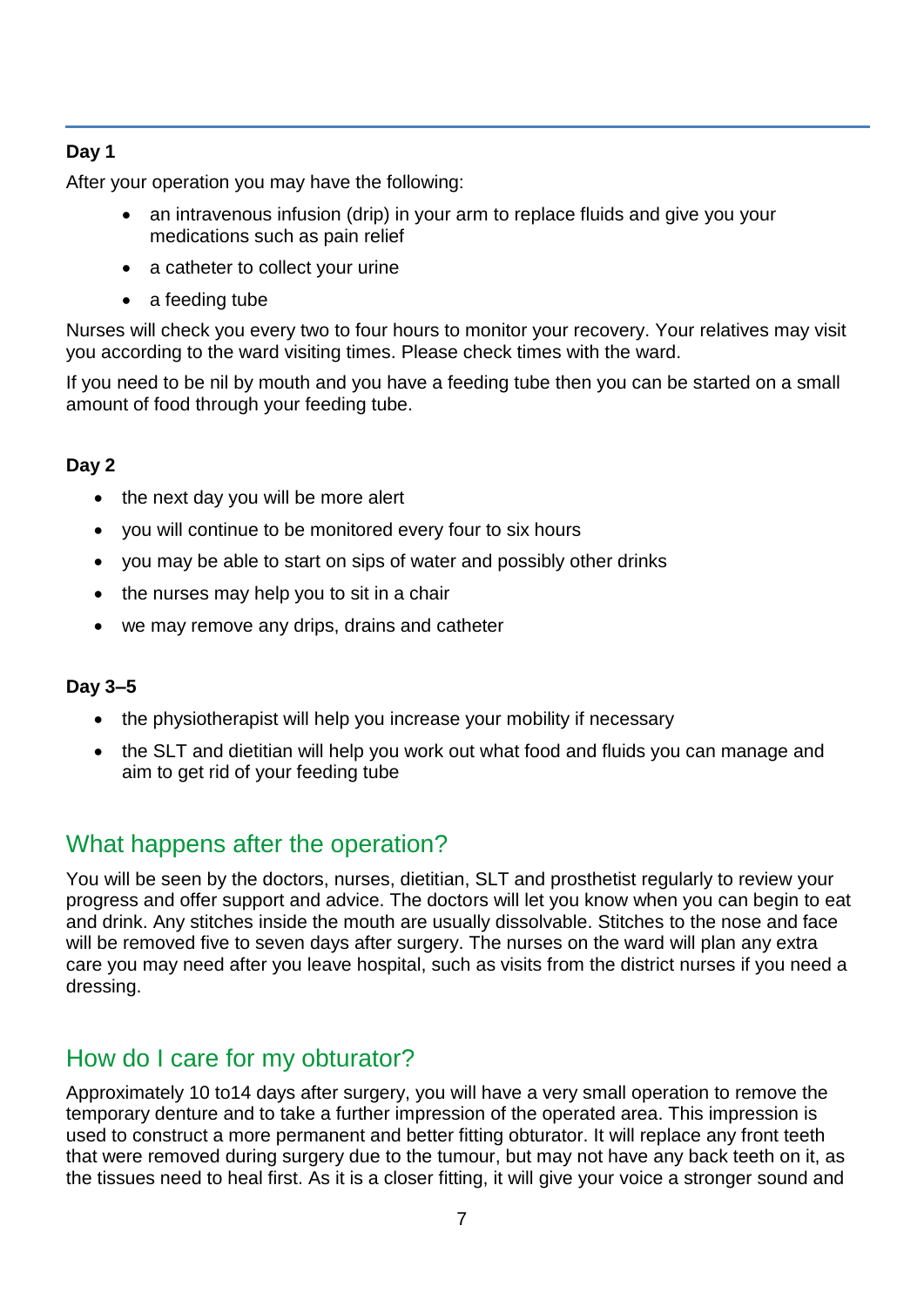**Day 1**

After your operation you may have the following:

- an intravenous infusion (drip) in your arm to replace fluids and give you your medications such as pain relief
- a catheter to collect your urine
- a feeding tube

Nurses will check you every two to four hours to monitor your recovery. Your relatives may visit you according to the ward visiting times. Please check times with the ward.

If you need to be nil by mouth and you have a feeding tube then you can be started on a small amount of food through your feeding tube.

**Day 2**

- the next day you will be more alert
- you will continue to be monitored every four to six hours
- you may be able to start on sips of water and possibly other drinks
- the nurses may help you to sit in a chair
- we may remove any drips, drains and catheter

**Day 3–5**

- the physiotherapist will help you increase your mobility if necessary
- the SLT and dietitian will help you work out what food and fluids you can manage and aim to get rid of your feeding tube

## What happens after the operation?

You will be seen by the doctors, nurses, dietitian, SLT and prosthetist regularly to review your progress and offer support and advice. The doctors will let you know when you can begin to eat and drink. Any stitches inside the mouth are usually dissolvable. Stitches to the nose and face will be removed five to seven days after surgery. The nurses on the ward will plan any extra care you may need after you leave hospital, such as visits from the district nurses if you need a dressing.

## How do I care for my obturator?

Approximately 10 to14 days after surgery, you will have a very small operation to remove the temporary denture and to take a further impression of the operated area. This impression is used to construct a more permanent and better fitting obturator. It will replace any front teeth that were removed during surgery due to the tumour, but may not have any back teeth on it, as the tissues need to heal first. As it is a closer fitting, it will give your voice a stronger sound and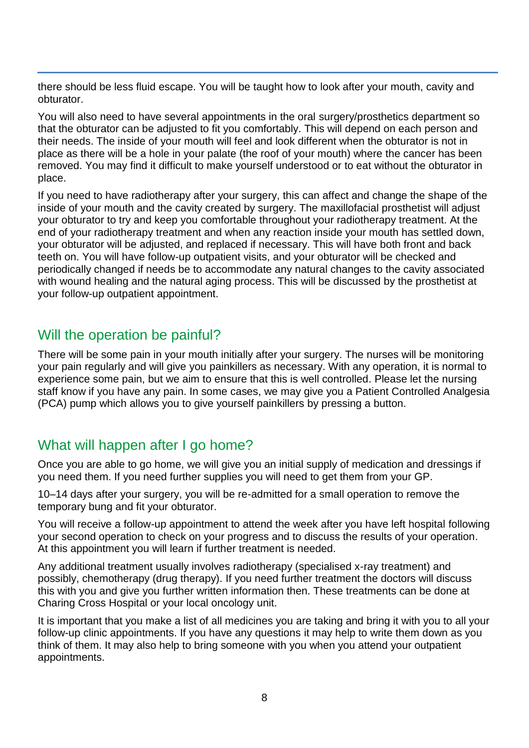there should be less fluid escape. You will be taught how to look after your mouth, cavity and obturator.

You will also need to have several appointments in the oral surgery/prosthetics department so that the obturator can be adjusted to fit you comfortably. This will depend on each person and their needs. The inside of your mouth will feel and look different when the obturator is not in place as there will be a hole in your palate (the roof of your mouth) where the cancer has been removed. You may find it difficult to make yourself understood or to eat without the obturator in place.

If you need to have radiotherapy after your surgery, this can affect and change the shape of the inside of your mouth and the cavity created by surgery. The maxillofacial prosthetist will adjust your obturator to try and keep you comfortable throughout your radiotherapy treatment. At the end of your radiotherapy treatment and when any reaction inside your mouth has settled down, your obturator will be adjusted, and replaced if necessary. This will have both front and back teeth on. You will have follow-up outpatient visits, and your obturator will be checked and periodically changed if needs be to accommodate any natural changes to the cavity associated with wound healing and the natural aging process. This will be discussed by the prosthetist at your follow-up outpatient appointment.

## Will the operation be painful?

There will be some pain in your mouth initially after your surgery. The nurses will be monitoring your pain regularly and will give you painkillers as necessary. With any operation, it is normal to experience some pain, but we aim to ensure that this is well controlled. Please let the nursing staff know if you have any pain. In some cases, we may give you a Patient Controlled Analgesia (PCA) pump which allows you to give yourself painkillers by pressing a button.

## What will happen after I go home?

Once you are able to go home, we will give you an initial supply of medication and dressings if you need them. If you need further supplies you will need to get them from your GP.

10–14 days after your surgery, you will be re-admitted for a small operation to remove the temporary bung and fit your obturator.

You will receive a follow-up appointment to attend the week after you have left hospital following your second operation to check on your progress and to discuss the results of your operation. At this appointment you will learn if further treatment is needed.

Any additional treatment usually involves radiotherapy (specialised x-ray treatment) and possibly, chemotherapy (drug therapy). If you need further treatment the doctors will discuss this with you and give you further written information then. These treatments can be done at Charing Cross Hospital or your local oncology unit.

It is important that you make a list of all medicines you are taking and bring it with you to all your follow-up clinic appointments. If you have any questions it may help to write them down as you think of them. It may also help to bring someone with you when you attend your outpatient appointments.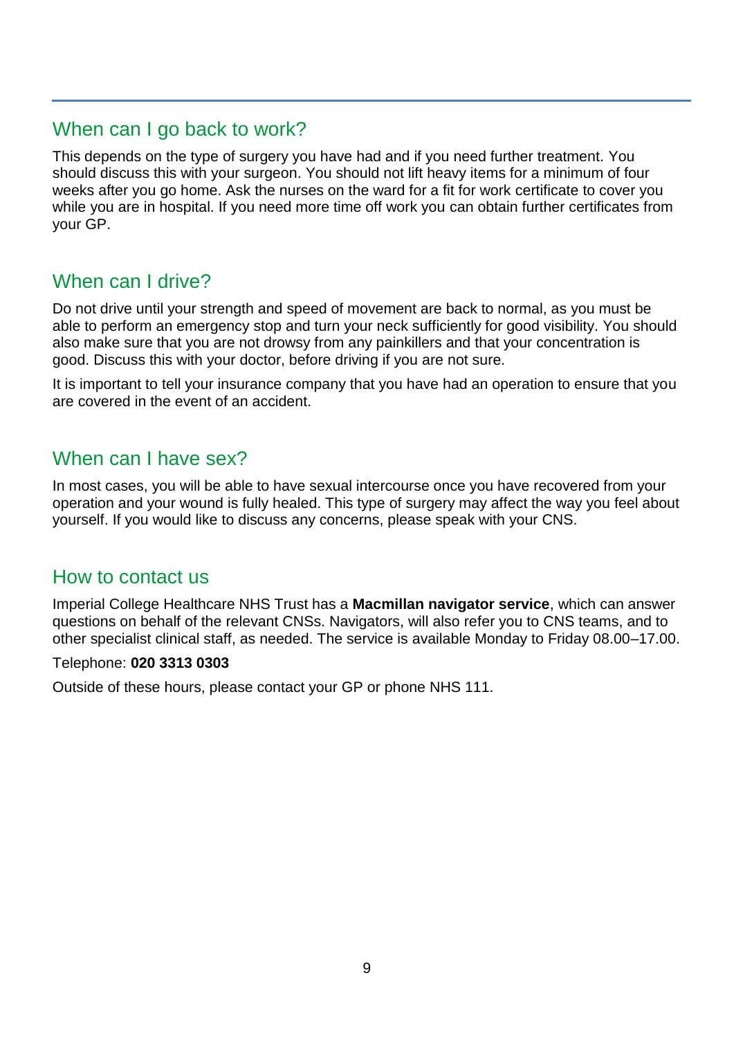## When can I go back to work?

This depends on the type of surgery you have had and if you need further treatment. You should discuss this with your surgeon. You should not lift heavy items for a minimum of four weeks after you go home. Ask the nurses on the ward for a fit for work certificate to cover you while you are in hospital. If you need more time off work you can obtain further certificates from your GP.

## When can I drive?

Do not drive until your strength and speed of movement are back to normal, as you must be able to perform an emergency stop and turn your neck sufficiently for good visibility. You should also make sure that you are not drowsy from any painkillers and that your concentration is good. Discuss this with your doctor, before driving if you are not sure.

It is important to tell your insurance company that you have had an operation to ensure that you are covered in the event of an accident.

## When can I have sex?

In most cases, you will be able to have sexual intercourse once you have recovered from your operation and your wound is fully healed. This type of surgery may affect the way you feel about yourself. If you would like to discuss any concerns, please speak with your CNS.

## How to contact us

Imperial College Healthcare NHS Trust has a **Macmillan navigator service**, which can answer questions on behalf of the relevant CNSs. Navigators, will also refer you to CNS teams, and to other specialist clinical staff, as needed. The service is available Monday to Friday 08.00–17.00.

Telephone: **020 3313 0303**

Outside of these hours, please contact your GP or phone NHS 111.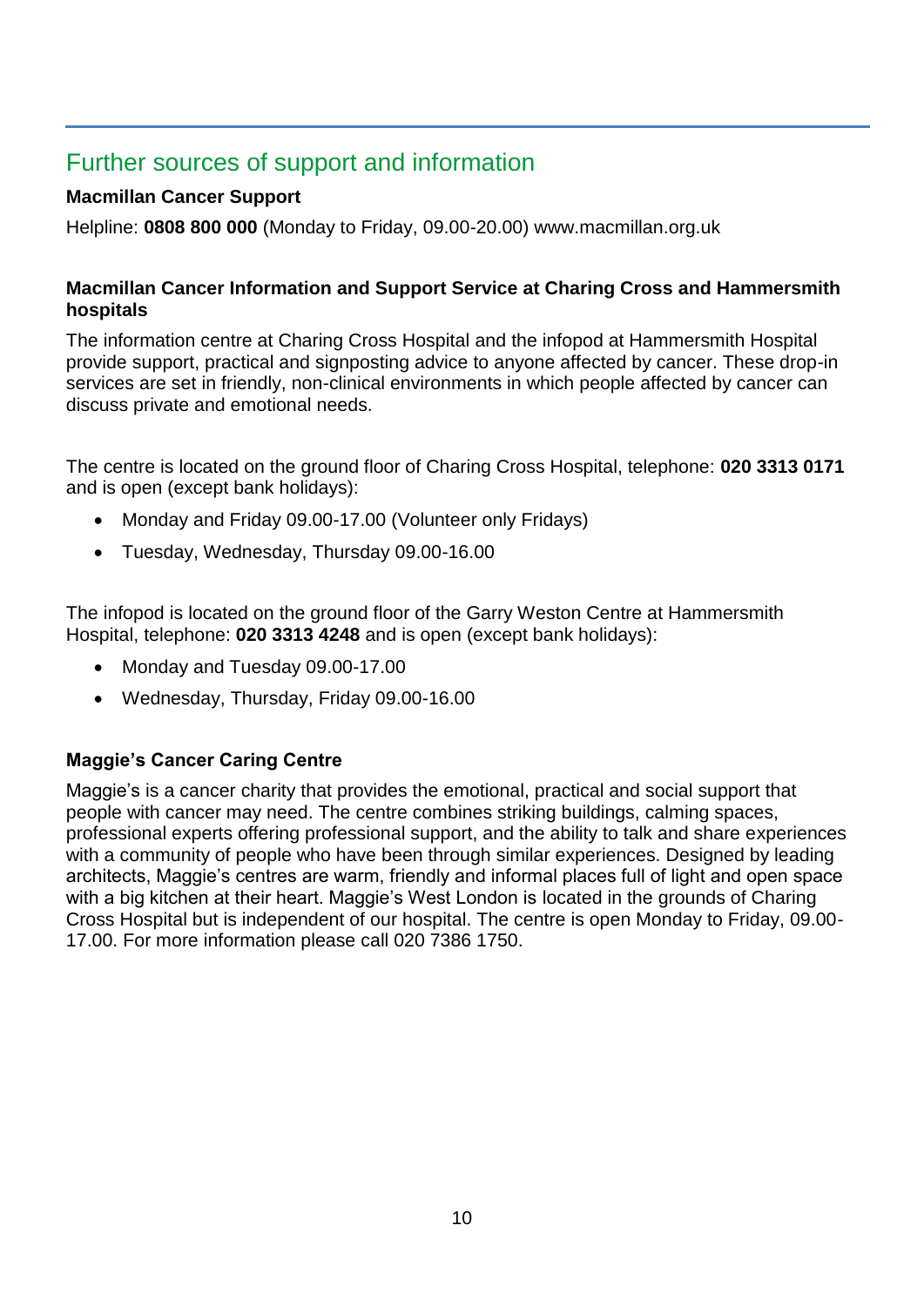## Further sources of support and information

**Macmillan Cancer Support**

Helpline: **0808 800 000** (Monday to Friday, 09.00-20.00) www.macmillan.org.uk

**Macmillan Cancer Information and Support Service at Charing Cross and Hammersmith hospitals**

The information centre at Charing Cross Hospital and the infopod at Hammersmith Hospital provide support, practical and signposting advice to anyone affected by cancer. These drop-in services are set in friendly, non-clinical environments in which people affected by cancer can discuss private and emotional needs.

The centre is located on the ground floor of Charing Cross Hospital, telephone: **020 3313 0171** and is open (except bank holidays):

- Monday and Friday 09.00-17.00 (Volunteer only Fridays)
- Tuesday, Wednesday, Thursday 09.00-16.00

The infopod is located on the ground floor of the Garry Weston Centre at Hammersmith Hospital, telephone: **020 3313 4248** and is open (except bank holidays):

- Monday and Tuesday 09.00-17.00
- Wednesday, Thursday, Friday 09.00-16.00

**Maggie's Cancer Caring Centre**

Maggie's is a cancer charity that provides the emotional, practical and social support that people with cancer may need. The centre combines striking buildings, calming spaces, professional experts offering professional support, and the ability to talk and share experiences with a community of people who have been through similar experiences. Designed by leading architects, Maggie's centres are warm, friendly and informal places full of light and open space with a big kitchen at their heart. Maggie's West London is located in the grounds of Charing Cross Hospital but is independent of our hospital. The centre is open Monday to Friday, 09.00-17.00. For more information please call 020 7386 1750.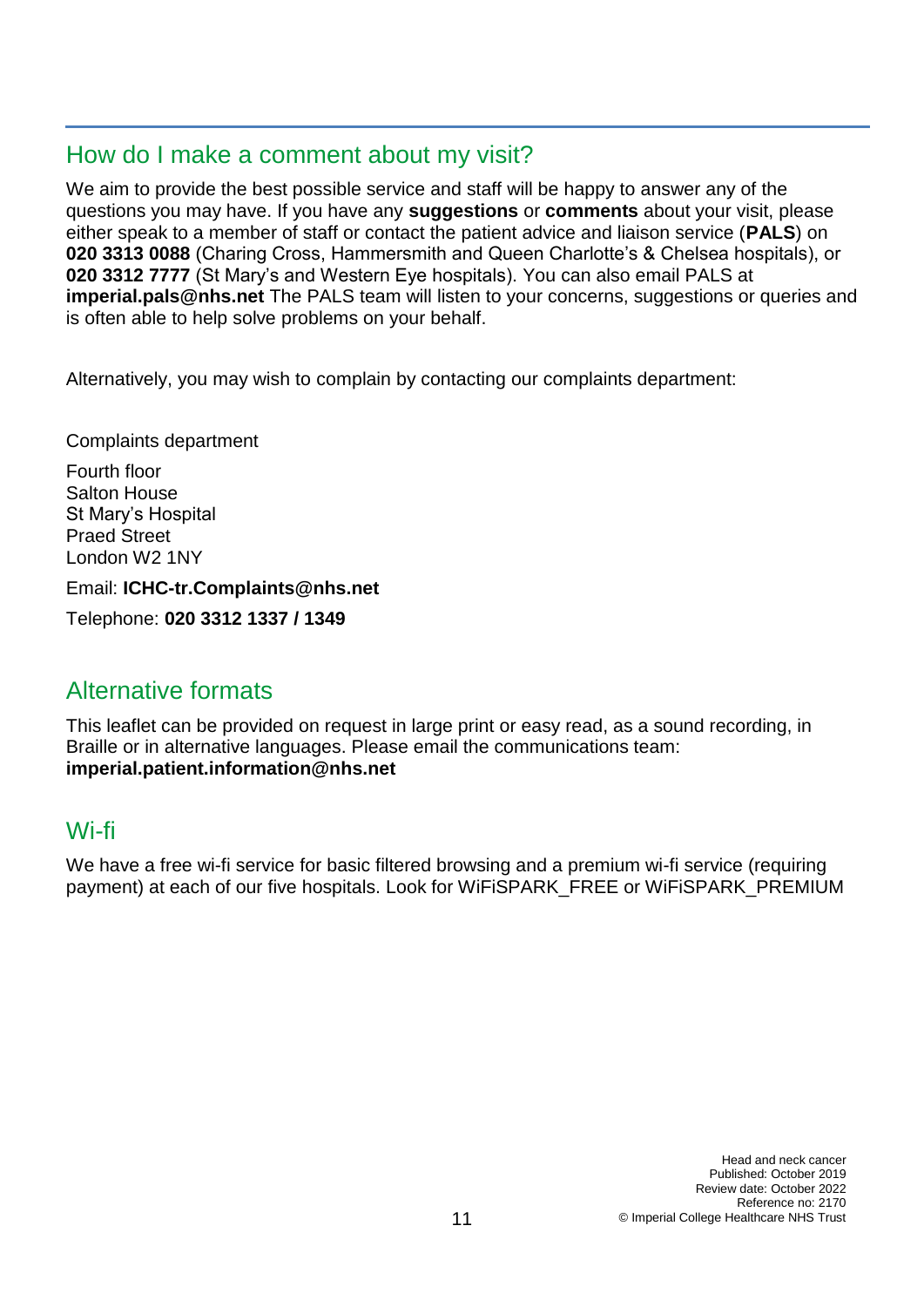## How do I make a comment about my visit?

We aim to provide the best possible service and staff will be happy to answer any of the questions you may have. If you have any **suggestions** or **comments** about your visit, please either speak to a member of staff or contact the patient advice and liaison service (**PALS**) on **020 3313 0088** (Charing Cross, Hammersmith and Queen Charlotte's & Chelsea hospitals), or **020 3312 7777** (St Mary's and Western Eye hospitals). You can also email PALS at **imperial.pals@nhs.net** The PALS team will listen to your concerns, suggestions or queries and is often able to help solve problems on your behalf.

Alternatively, you may wish to complain by contacting our complaints department:

Complaints department

Fourth floor  
Salton House  
St Mary's Hospital  
Praed Street  
London W2 1NY

Email: **ICHC-tr.Complaints@nhs.net**

Telephone: **020 3312 1337 / 1349**

## Alternative formats

This leaflet can be provided on request in large print or easy read, as a sound recording, in Braille or in alternative languages. Please email the communications team: **imperial.patient.information@nhs.net**

## Wi-fi

We have a free wi-fi service for basic filtered browsing and a premium wi-fi service (requiring payment) at each of our five hospitals. Look for WiFiSPARK_FREE or WiFiSPARK_PREMIUM

Head and neck cancer  
Published: October 2019  
Review date: October 2022  
Reference no: 2170  
© Imperial College Healthcare NHS Trust